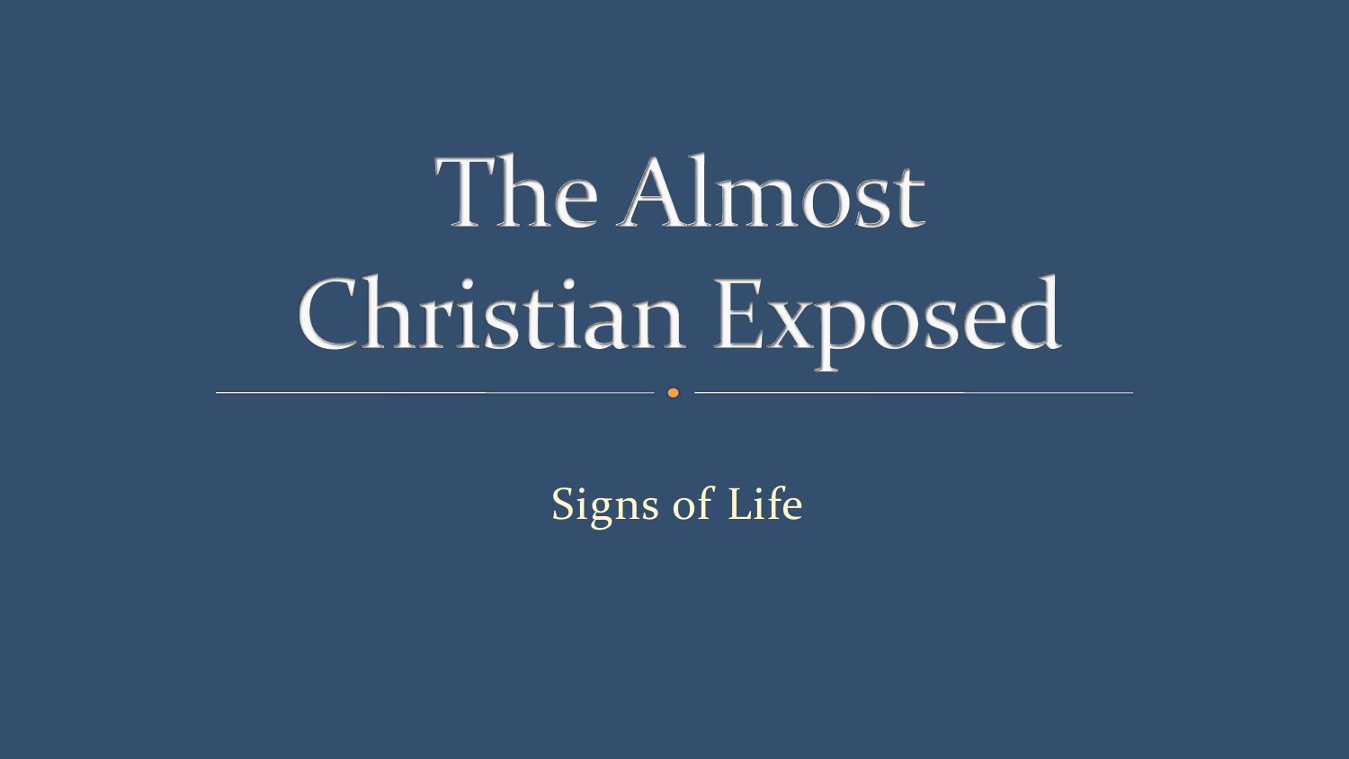# The Almost Christian Exposed

Signs of Life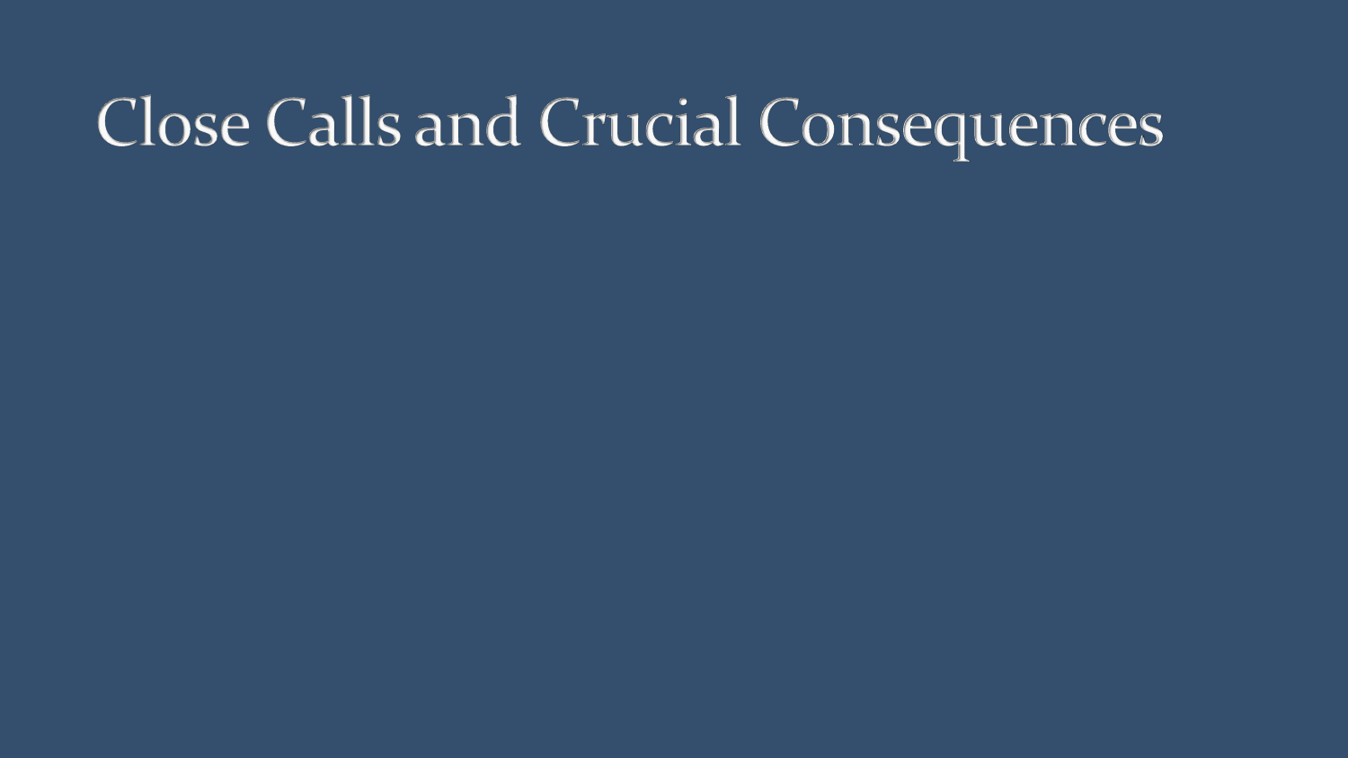# Close Calls and Crucial Consequences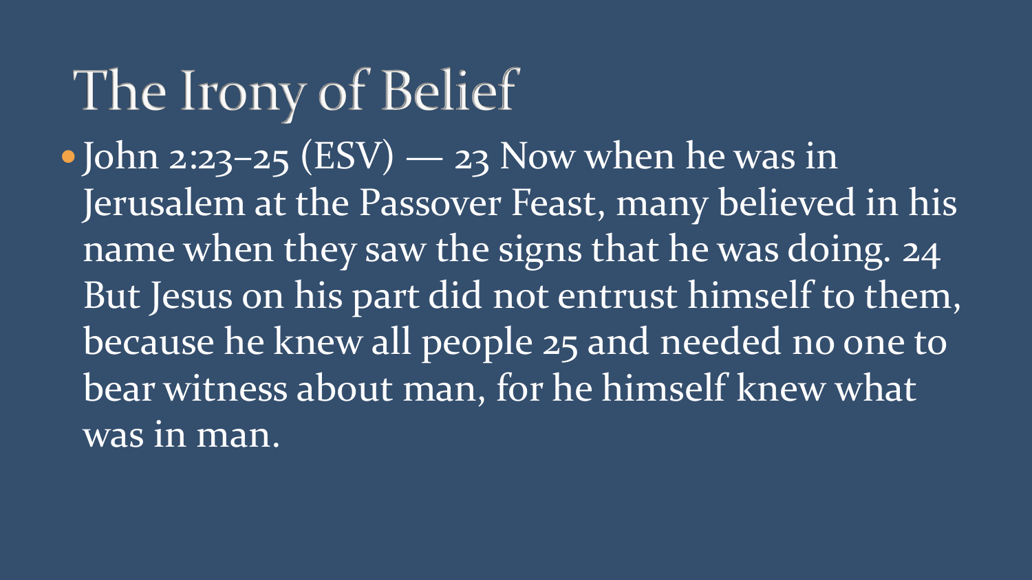# The Irony of Belief

- John 2:23–25 (ESV) — 23 Now when he was in Jerusalem at the Passover Feast, many believed in his name when they saw the signs that he was doing. 24 But Jesus on his part did not entrust himself to them, because he knew all people 25 and needed no one to bear witness about man, for he himself knew what was in man.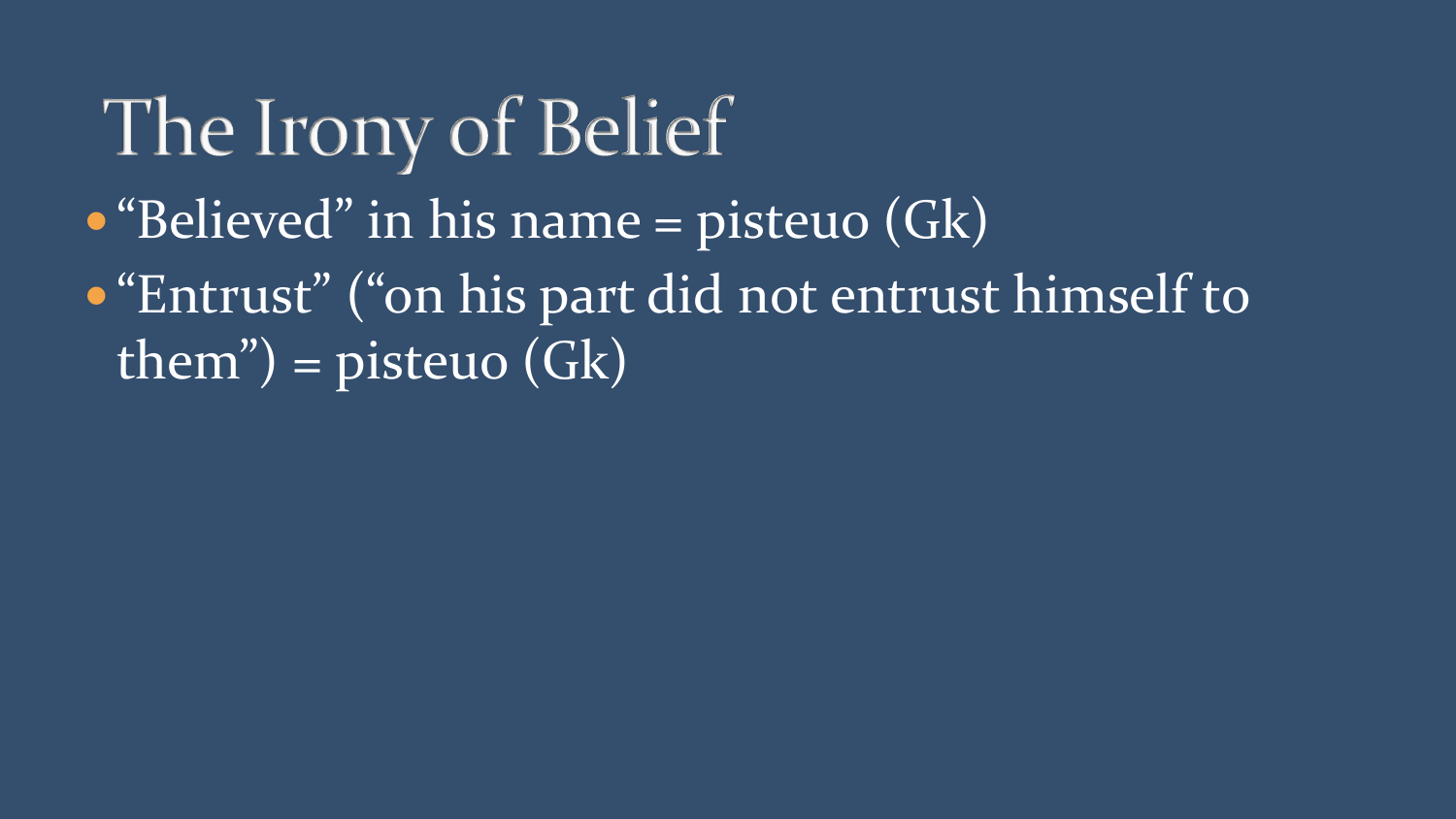# The Irony of Belief

- “Believed” in his name = pisteuo (Gk)
- “Entrust” (“on his part did not entrust himself to them”) = pisteuo (Gk)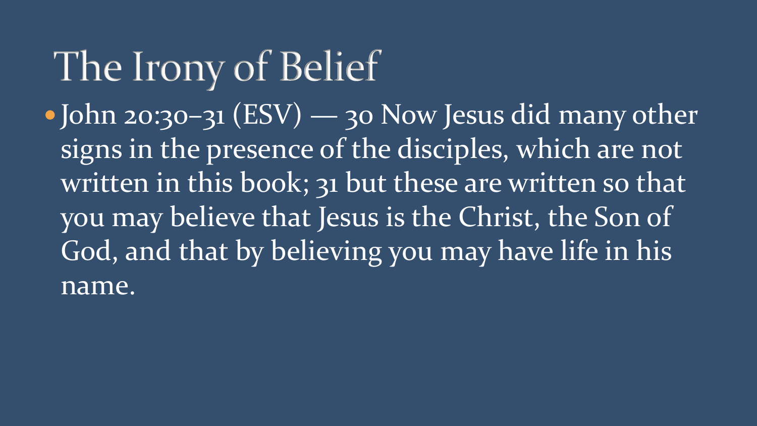# The Irony of Belief

- John 20:30–31 (ESV) — 30 Now Jesus did many other signs in the presence of the disciples, which are not written in this book; 31 but these are written so that you may believe that Jesus is the Christ, the Son of God, and that by believing you may have life in his name.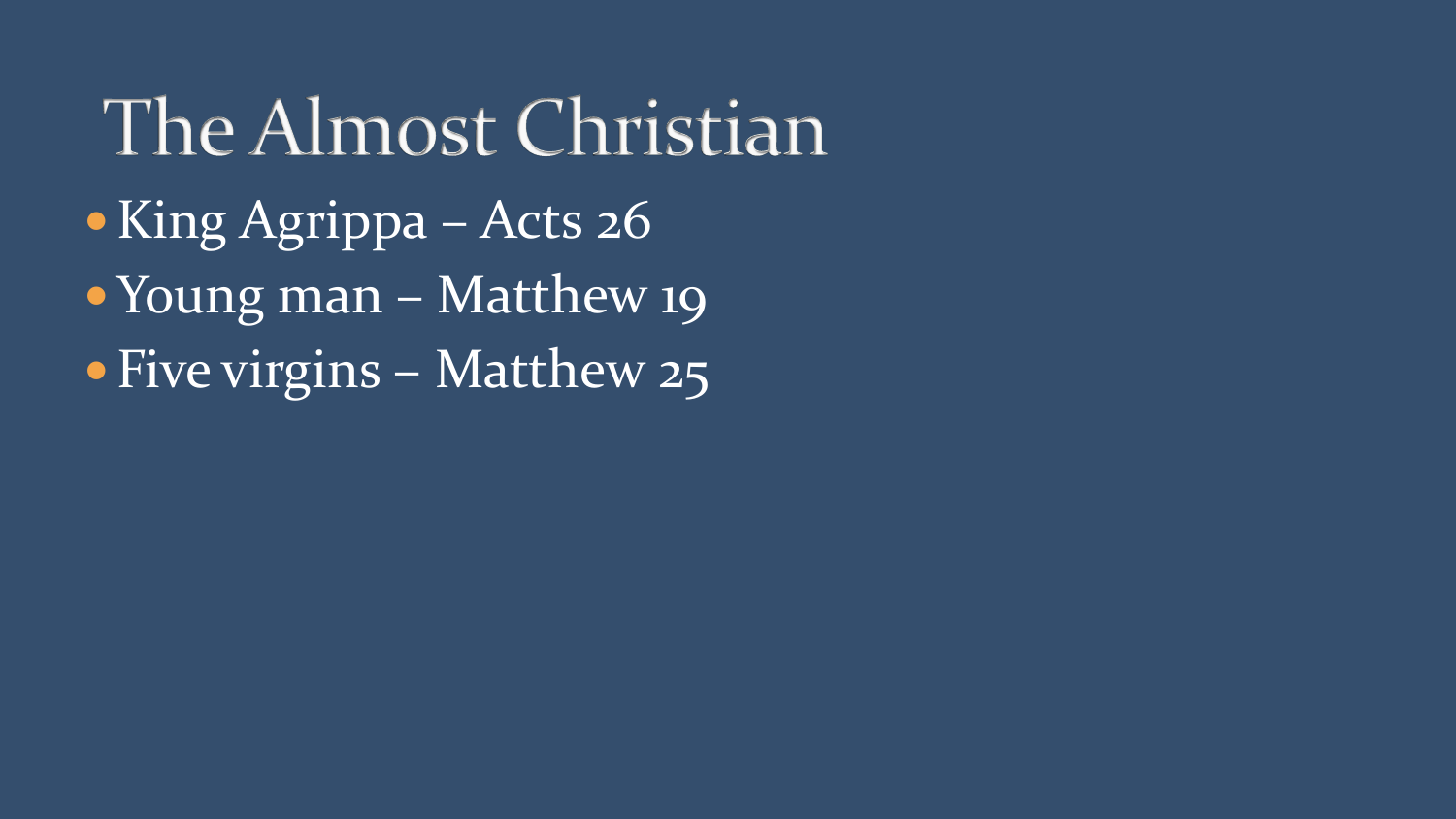# The Almost Christian

- King Agrippa – Acts 26
- Young man – Matthew 19
- Five virgins – Matthew 25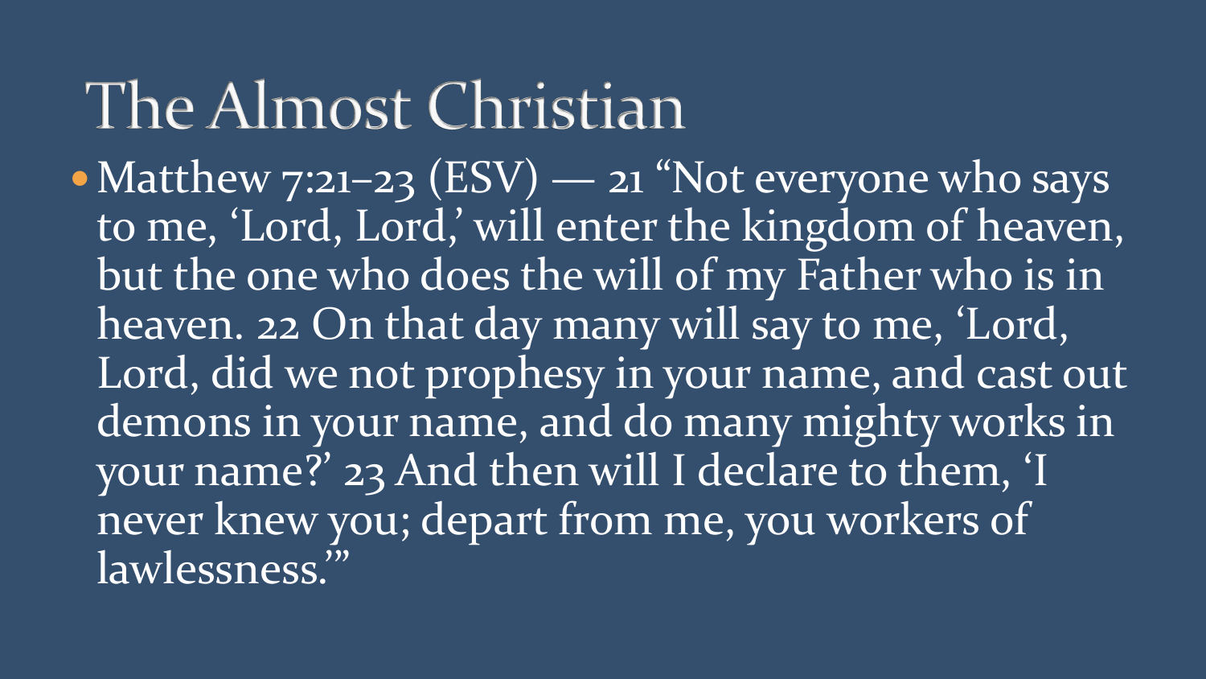# The Almost Christian

- Matthew 7:21–23 (ESV) — 21 "Not everyone who says to me, 'Lord, Lord,' will enter the kingdom of heaven, but the one who does the will of my Father who is in heaven. 22 On that day many will say to me, 'Lord, Lord, did we not prophesy in your name, and cast out demons in your name, and do many mighty works in your name?' 23 And then will I declare to them, 'I never knew you; depart from me, you workers of lawlessness.'"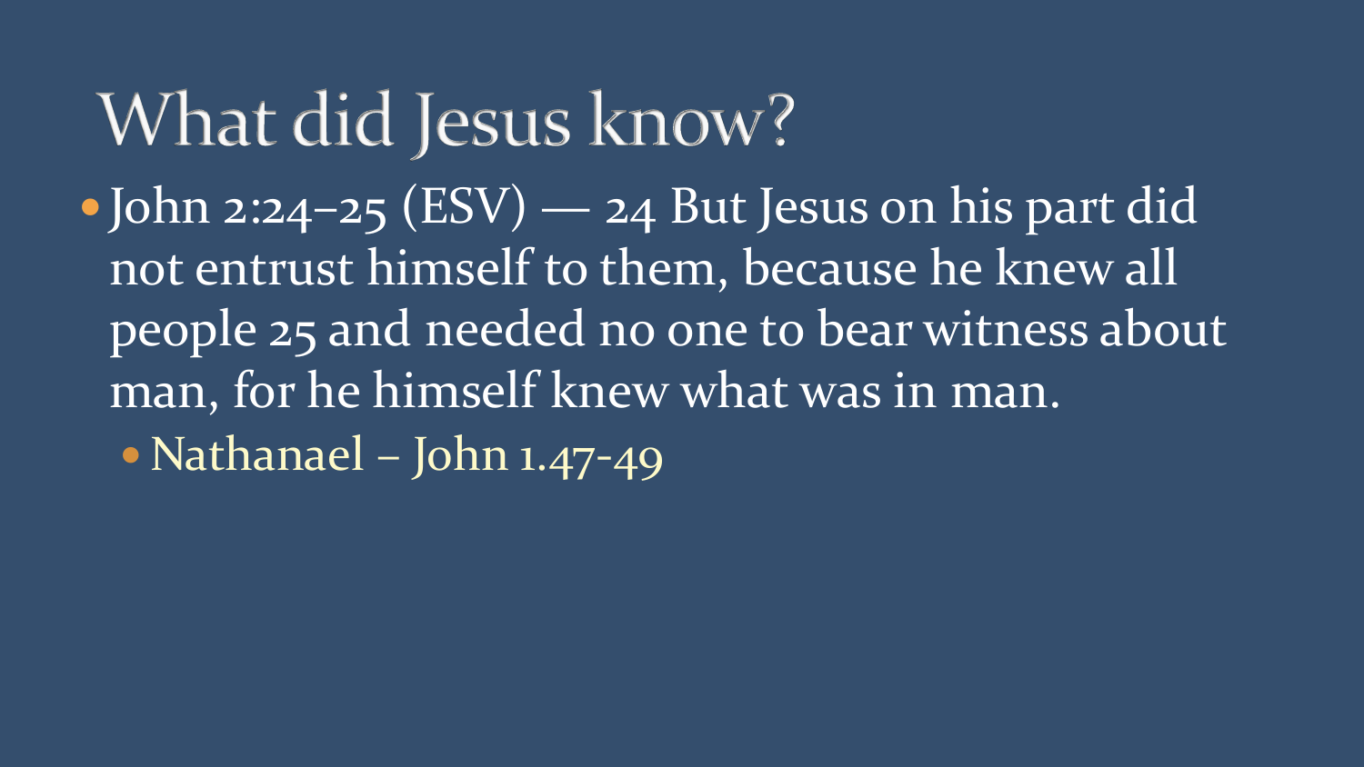# What did Jesus know?

- John 2:24–25 (ESV) — 24 But Jesus on his part did not entrust himself to them, because he knew all people 25 and needed no one to bear witness about man, for he himself knew what was in man.
  - Nathanael – John 1.47-49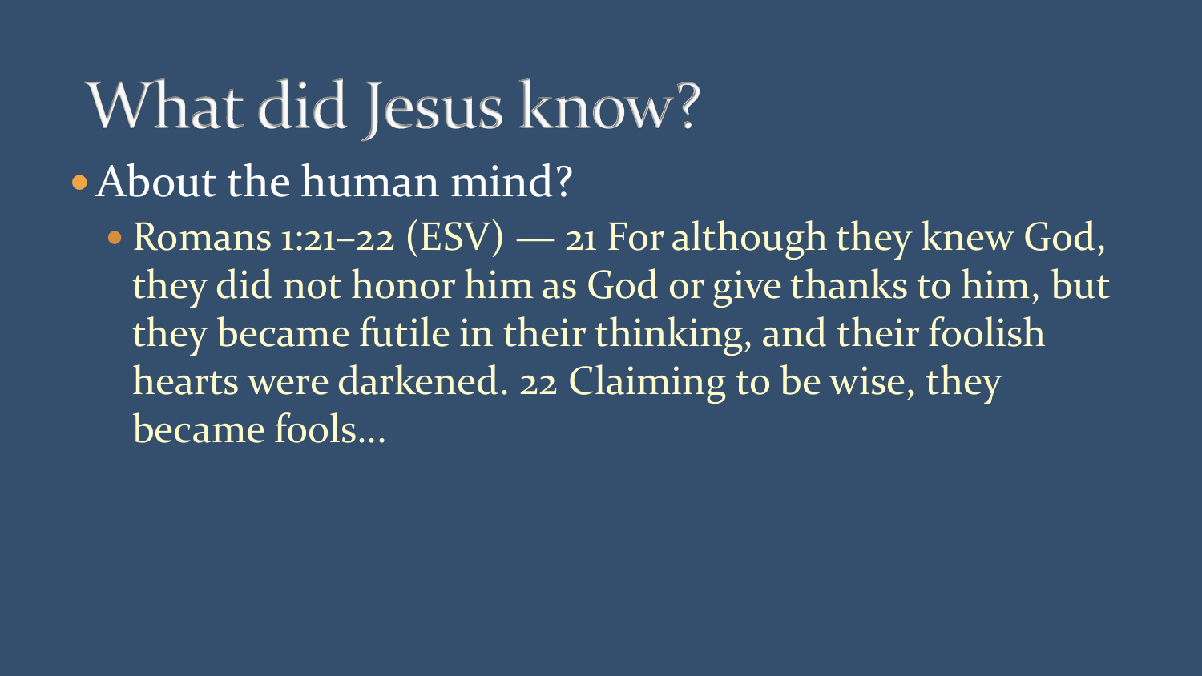# What did Jesus know?

- About the human mind?
  - Romans 1:21–22 (ESV) — 21 For although they knew God, they did not honor him as God or give thanks to him, but they became futile in their thinking, and their foolish hearts were darkened. 22 Claiming to be wise, they became fools…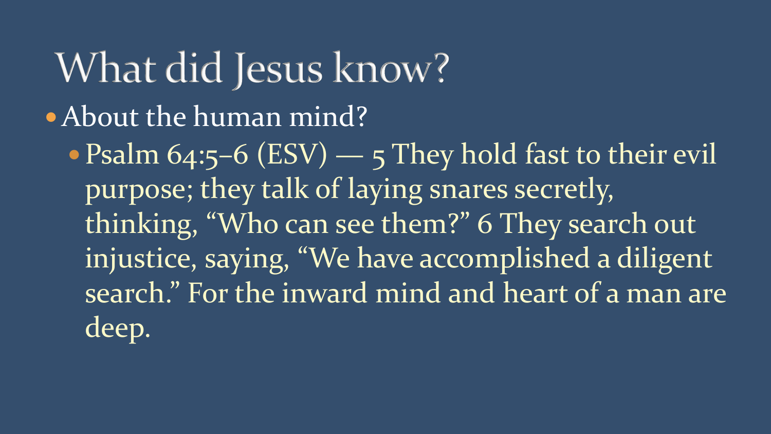# What did Jesus know?

- About the human mind?
  - Psalm 64:5–6 (ESV) — 5 They hold fast to their evil purpose; they talk of laying snares secretly, thinking, “Who can see them?” 6 They search out injustice, saying, “We have accomplished a diligent search.” For the inward mind and heart of a man are deep.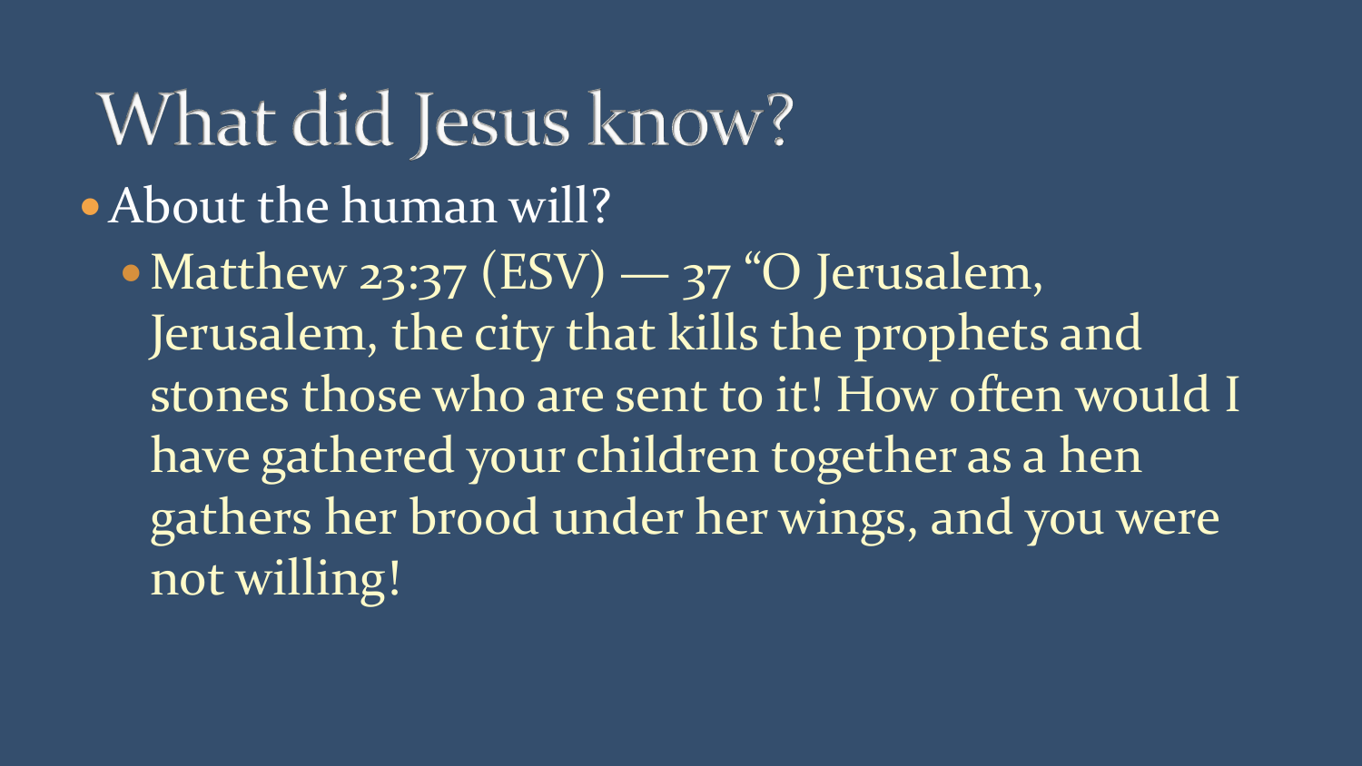# What did Jesus know?

- About the human will?
  - Matthew 23:37 (ESV) — 37 "O Jerusalem, Jerusalem, the city that kills the prophets and stones those who are sent to it! How often would I have gathered your children together as a hen gathers her brood under her wings, and you were not willing!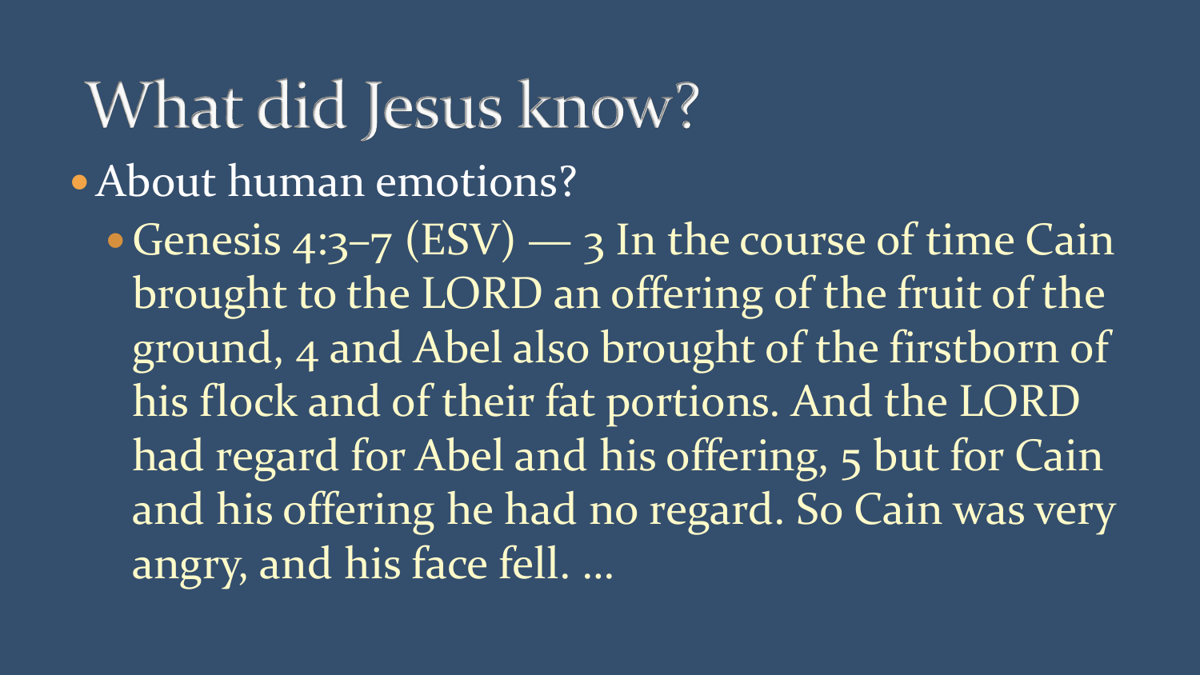# What did Jesus know?

- About human emotions?
  - Genesis 4:3–7 (ESV) — 3 In the course of time Cain brought to the LORD an offering of the fruit of the ground, 4 and Abel also brought of the firstborn of his flock and of their fat portions. And the LORD had regard for Abel and his offering, 5 but for Cain and his offering he had no regard. So Cain was very angry, and his face fell. …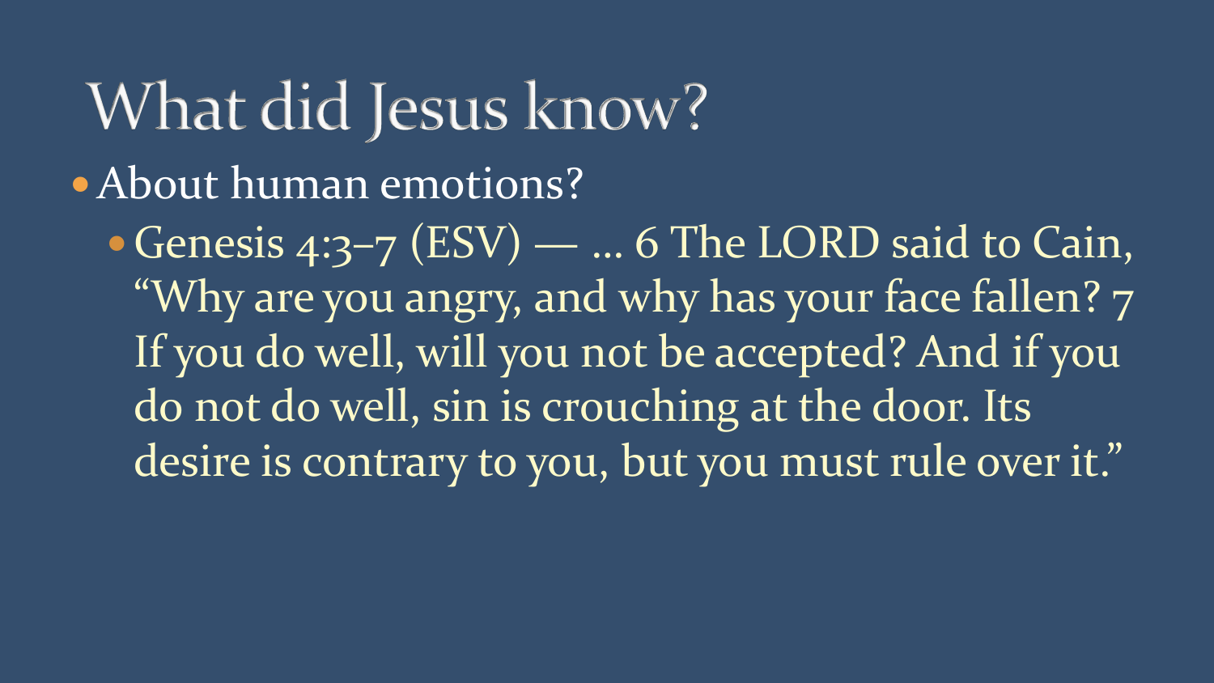# What did Jesus know?

- About human emotions?
  - Genesis 4:3–7 (ESV) — … 6 The LORD said to Cain, “Why are you angry, and why has your face fallen? 7 If you do well, will you not be accepted? And if you do not do well, sin is crouching at the door. Its desire is contrary to you, but you must rule over it.”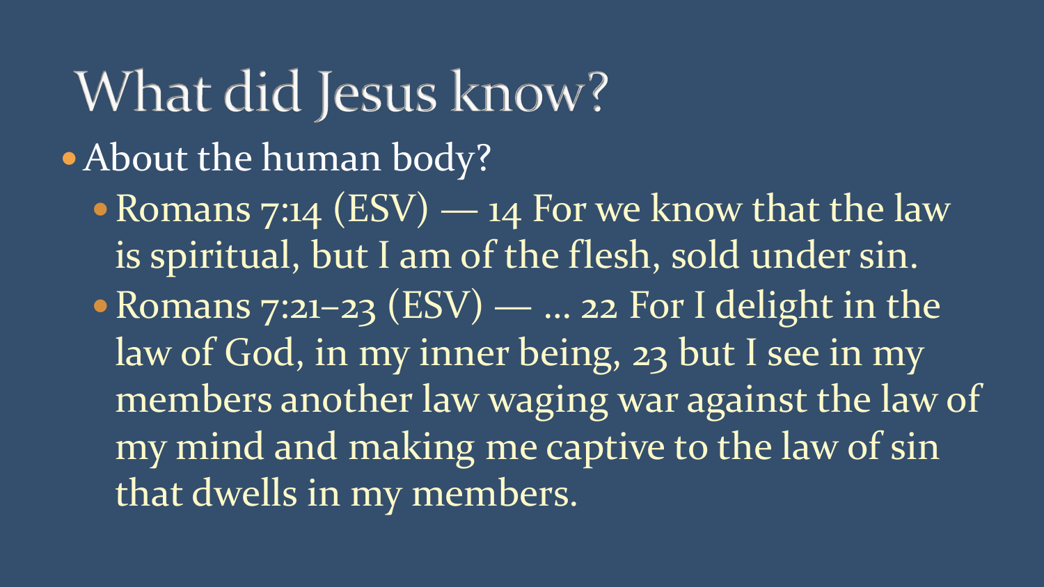# What did Jesus know?

- About the human body?
  - Romans 7:14 (ESV) — 14 For we know that the law is spiritual, but I am of the flesh, sold under sin.
  - Romans 7:21–23 (ESV) — … 22 For I delight in the law of God, in my inner being, 23 but I see in my members another law waging war against the law of my mind and making me captive to the law of sin that dwells in my members.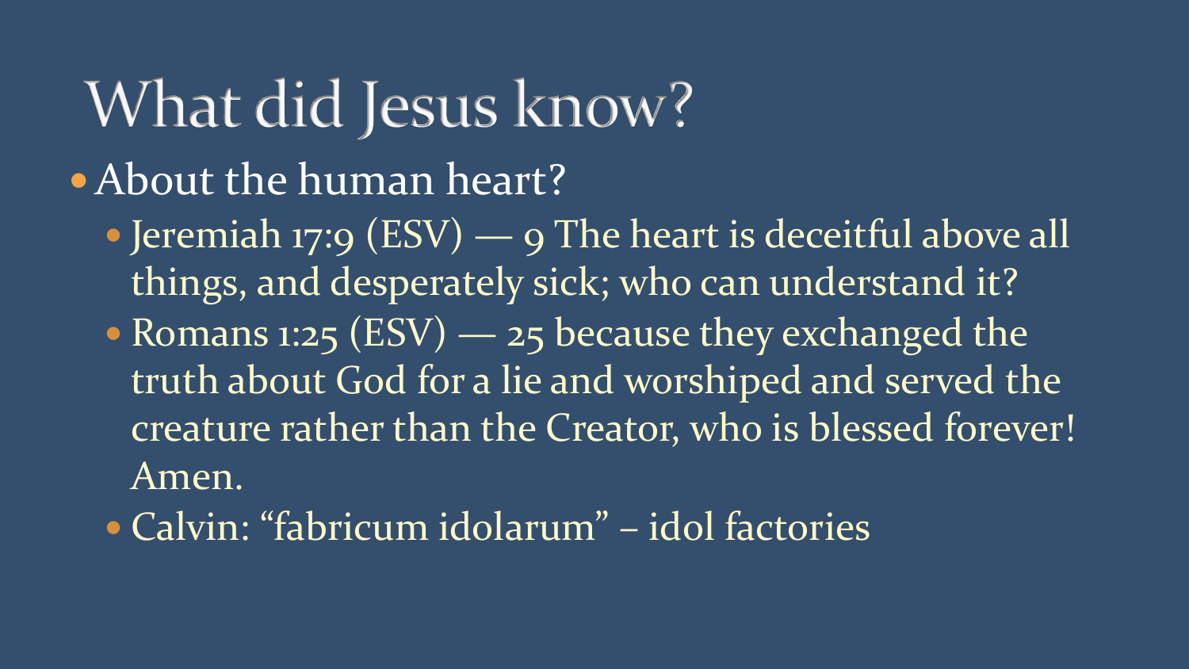# What did Jesus know?

- About the human heart?
  - Jeremiah 17:9 (ESV) — 9 The heart is deceitful above all things, and desperately sick; who can understand it?
  - Romans 1:25 (ESV) — 25 because they exchanged the truth about God for a lie and worshiped and served the creature rather than the Creator, who is blessed forever! Amen.
  - Calvin: “fabricum idolarum” – idol factories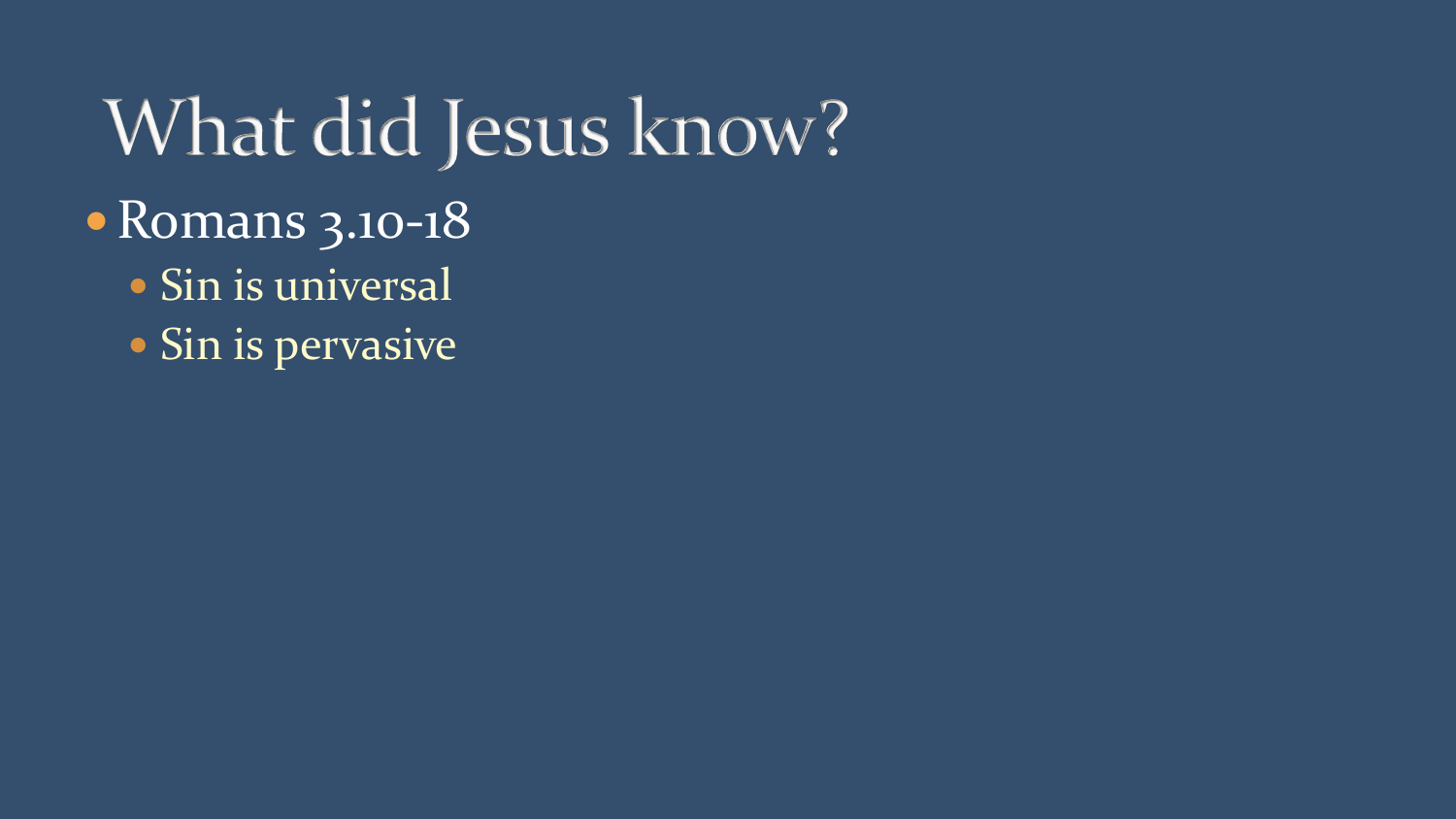# What did Jesus know?

- Romans 3.10-18
  - Sin is universal
  - Sin is pervasive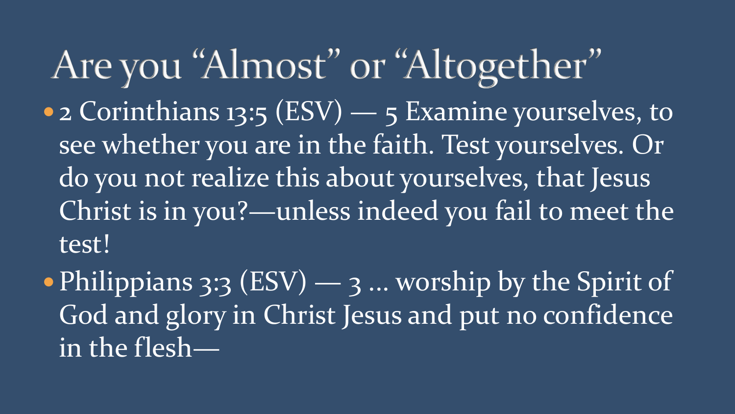# Are you "Almost" or "Altogether"

- 2 Corinthians 13:5 (ESV) — 5 Examine yourselves, to see whether you are in the faith. Test yourselves. Or do you not realize this about yourselves, that Jesus Christ is in you?—unless indeed you fail to meet the test!
- Philippians 3:3 (ESV) — 3 … worship by the Spirit of God and glory in Christ Jesus and put no confidence in the flesh—